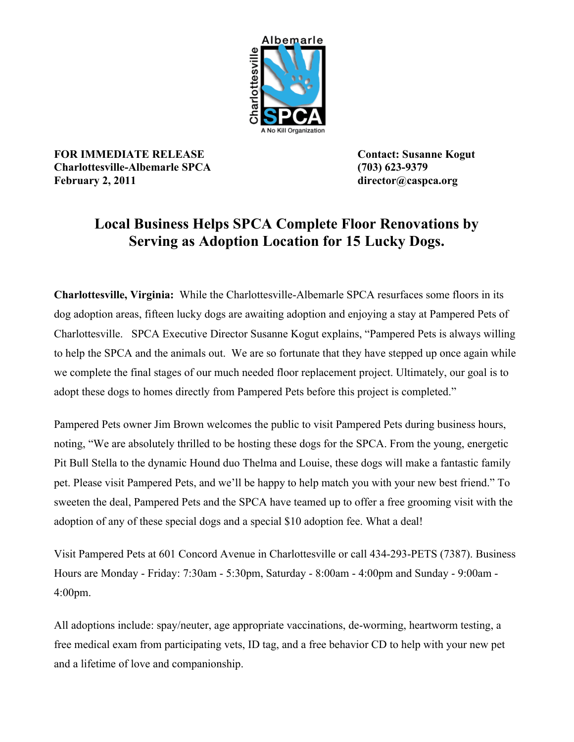**FOR IMMEDIATE RELEASE**
**Charlottesville-Albemarle SPCA**
**February 2, 2011**

**Contact: Susanne Kogut**
**(703) 623-9379**
**director@caspca.org**

# Local Business Helps SPCA Complete Floor Renovations by Serving as Adoption Location for 15 Lucky Dogs.

**Charlottesville, Virginia:** While the Charlottesville-Albemarle SPCA resurfaces some floors in its dog adoption areas, fifteen lucky dogs are awaiting adoption and enjoying a stay at Pampered Pets of Charlottesville. SPCA Executive Director Susanne Kogut explains, "Pampered Pets is always willing to help the SPCA and the animals out. We are so fortunate that they have stepped up once again while we complete the final stages of our much needed floor replacement project. Ultimately, our goal is to adopt these dogs to homes directly from Pampered Pets before this project is completed."

Pampered Pets owner Jim Brown welcomes the public to visit Pampered Pets during business hours, noting, "We are absolutely thrilled to be hosting these dogs for the SPCA. From the young, energetic Pit Bull Stella to the dynamic Hound duo Thelma and Louise, these dogs will make a fantastic family pet. Please visit Pampered Pets, and we'll be happy to help match you with your new best friend." To sweeten the deal, Pampered Pets and the SPCA have teamed up to offer a free grooming visit with the adoption of any of these special dogs and a special $10 adoption fee. What a deal!

Visit Pampered Pets at 601 Concord Avenue in Charlottesville or call 434-293-PETS (7387). Business Hours are Monday - Friday: 7:30am - 5:30pm, Saturday - 8:00am - 4:00pm and Sunday - 9:00am - 4:00pm.

All adoptions include: spay/neuter, age appropriate vaccinations, de-worming, heartworm testing, a free medical exam from participating vets, ID tag, and a free behavior CD to help with your new pet and a lifetime of love and companionship.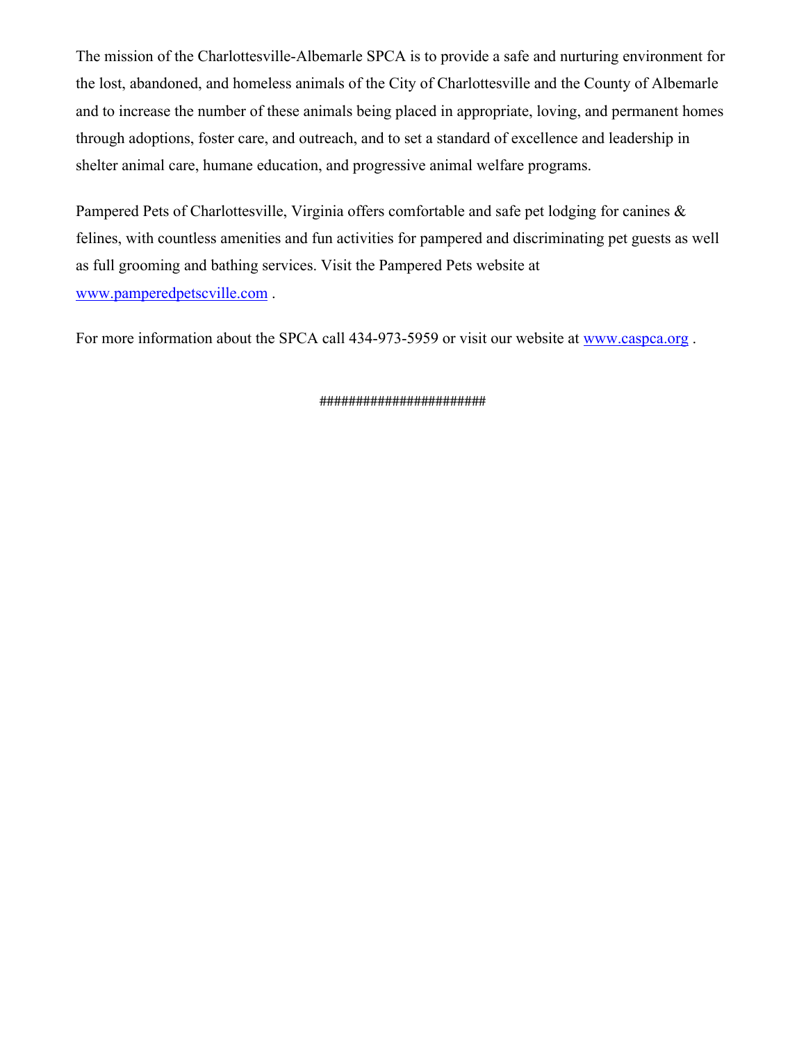The mission of the Charlottesville-Albemarle SPCA is to provide a safe and nurturing environment for the lost, abandoned, and homeless animals of the City of Charlottesville and the County of Albemarle and to increase the number of these animals being placed in appropriate, loving, and permanent homes through adoptions, foster care, and outreach, and to set a standard of excellence and leadership in shelter animal care, humane education, and progressive animal welfare programs.

Pampered Pets of Charlottesville, Virginia offers comfortable and safe pet lodging for canines & felines, with countless amenities and fun activities for pampered and discriminating pet guests as well as full grooming and bathing services. Visit the Pampered Pets website at [www.pamperedpetscville.com](http://www.pamperedpetscville.com) .

For more information about the SPCA call 434-973-5959 or visit our website at [www.caspca.org](http://www.caspca.org) .

######################